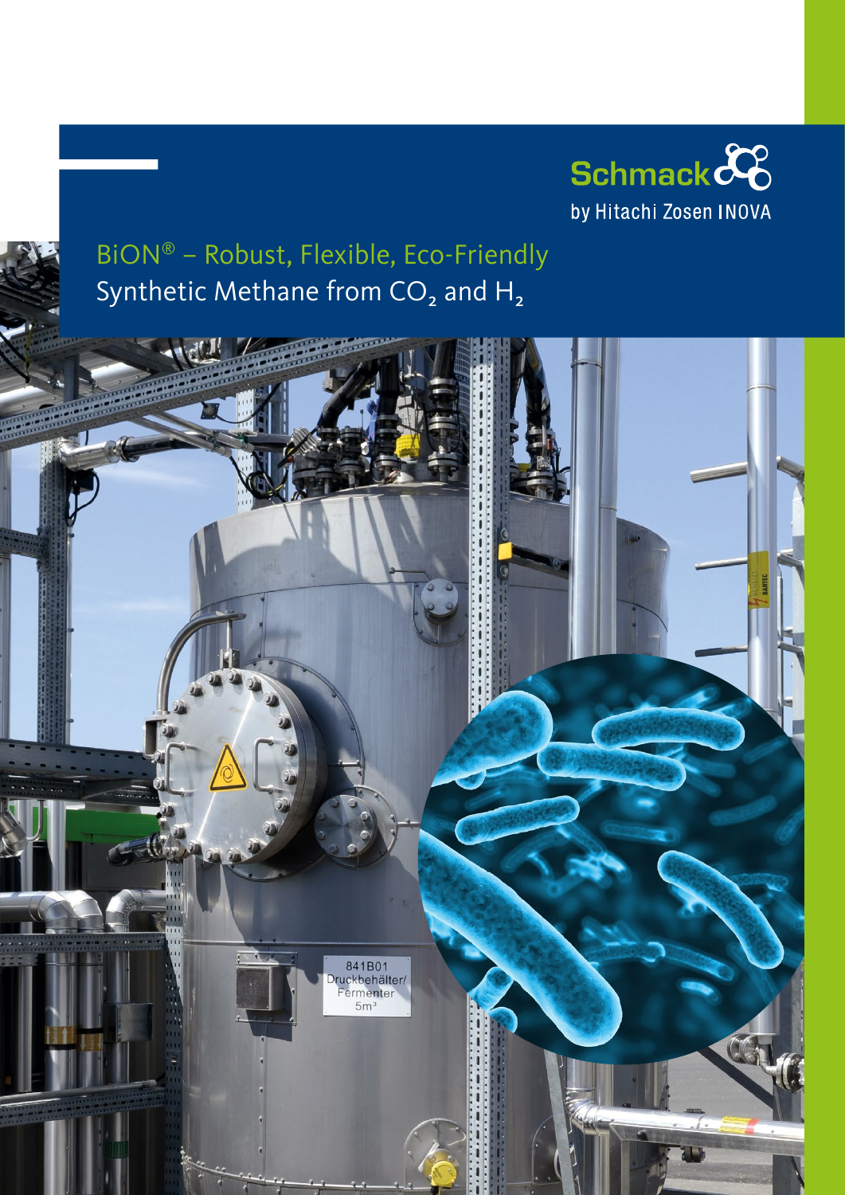Schmack
by Hitachi Zosen INOVA

# BiON® – Robust, Flexible, Eco-Friendly

## Synthetic Methane from $CO_2$ and $H_2$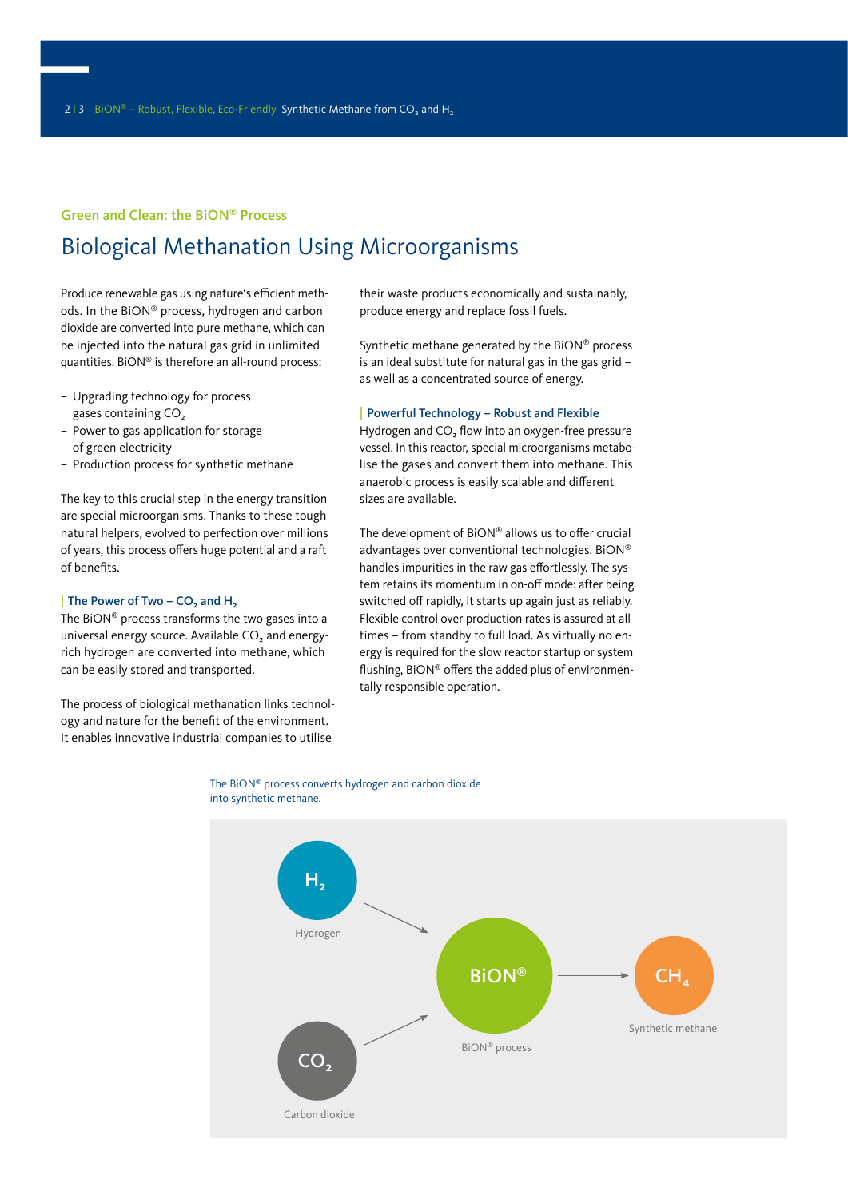Green and Clean: the BiON® Process

# Biological Methanation Using Microorganisms

Produce renewable gas using nature's efficient methods. In the BiON® process, hydrogen and carbon dioxide are converted into pure methane, which can be injected into the natural gas grid in unlimited quantities. BiON® is therefore an all-round process:

- Upgrading technology for process gases containing $CO_2$
- Power to gas application for storage of green electricity
- Production process for synthetic methane

The key to this crucial step in the energy transition are special microorganisms. Thanks to these tough natural helpers, evolved to perfection over millions of years, this process offers huge potential and a raft of benefits.

### The Power of Two – $CO_2$ and $H_2$

The BiON® process transforms the two gases into a universal energy source. Available $CO_2$ and energy-rich hydrogen are converted into methane, which can be easily stored and transported.

The process of biological methanation links technology and nature for the benefit of the environment. It enables innovative industrial companies to utilise their waste products economically and sustainably, produce energy and replace fossil fuels.

Synthetic methane generated by the BiON® process is an ideal substitute for natural gas in the gas grid – as well as a concentrated source of energy.

### Powerful Technology – Robust and Flexible

Hydrogen and $CO_2$ flow into an oxygen-free pressure vessel. In this reactor, special microorganisms metabolise the gases and convert them into methane. This anaerobic process is easily scalable and different sizes are available.

The development of BiON® allows us to offer crucial advantages over conventional technologies. BiON® handles impurities in the raw gas effortlessly. The system retains its momentum in on-off mode: after being switched off rapidly, it starts up again just as reliably. Flexible control over production rates is assured at all times – from standby to full load. As virtually no energy is required for the slow reactor startup or system flushing, BiON® offers the added plus of environmentally responsible operation.

The BiON® process converts hydrogen and carbon dioxide into synthetic methane.

$H_2$ (Hydrogen) + $CO_2$ (Carbon dioxide) → BiON® (BiON® process) → $CH_4$ (Synthetic methane)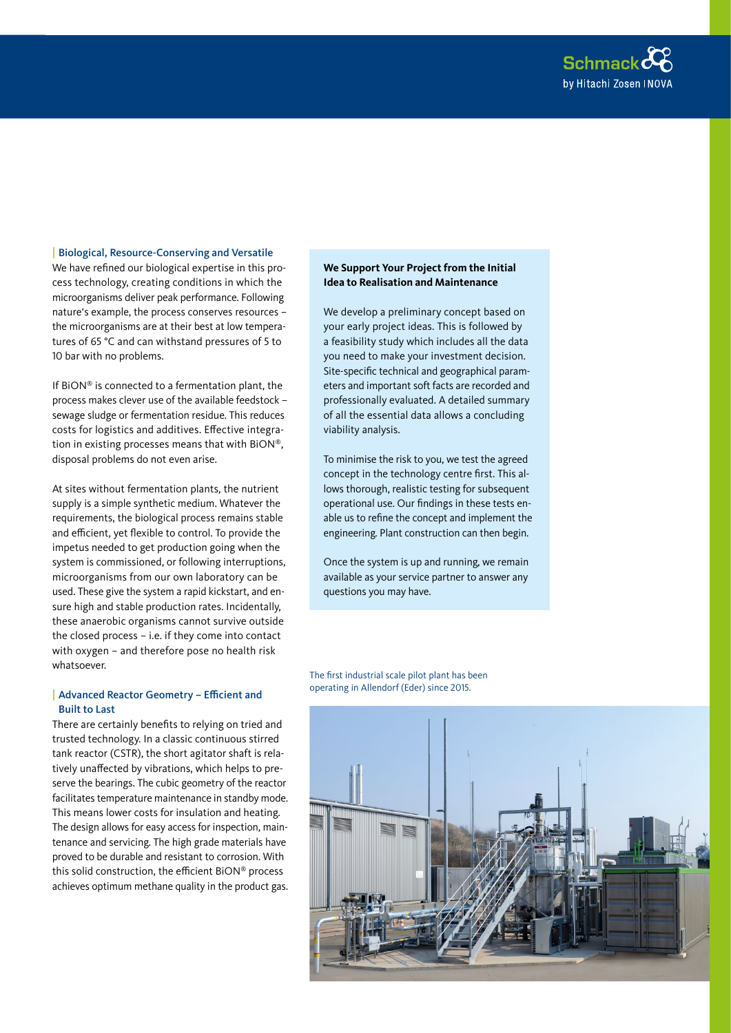## Biological, Resource-Conserving and Versatile

We have refined our biological expertise in this process technology, creating conditions in which the microorganisms deliver peak performance. Following nature's example, the process conserves resources – the microorganisms are at their best at low temperatures of 65 °C and can withstand pressures of 5 to 10 bar with no problems.

If BiON® is connected to a fermentation plant, the process makes clever use of the available feedstock – sewage sludge or fermentation residue. This reduces costs for logistics and additives. Effective integration in existing processes means that with BiON®, disposal problems do not even arise.

At sites without fermentation plants, the nutrient supply is a simple synthetic medium. Whatever the requirements, the biological process remains stable and efficient, yet flexible to control. To provide the impetus needed to get production going when the system is commissioned, or following interruptions, microorganisms from our own laboratory can be used. These give the system a rapid kickstart, and ensure high and stable production rates. Incidentally, these anaerobic organisms cannot survive outside the closed process – i.e. if they come into contact with oxygen – and therefore pose no health risk whatsoever.

## Advanced Reactor Geometry – Efficient and Built to Last

There are certainly benefits to relying on tried and trusted technology. In a classic continuous stirred tank reactor (CSTR), the short agitator shaft is relatively unaffected by vibrations, which helps to preserve the bearings. The cubic geometry of the reactor facilitates temperature maintenance in standby mode. This means lower costs for insulation and heating. The design allows for easy access for inspection, maintenance and servicing. The high grade materials have proved to be durable and resistant to corrosion. With this solid construction, the efficient BiON® process achieves optimum methane quality in the product gas.

**We Support Your Project from the Initial Idea to Realisation and Maintenance**

We develop a preliminary concept based on your early project ideas. This is followed by a feasibility study which includes all the data you need to make your investment decision. Site-specific technical and geographical parameters and important soft facts are recorded and professionally evaluated. A detailed summary of all the essential data allows a concluding viability analysis.

To minimise the risk to you, we test the agreed concept in the technology centre first. This allows thorough, realistic testing for subsequent operational use. Our findings in these tests enable us to refine the concept and implement the engineering. Plant construction can then begin.

Once the system is up and running, we remain available as your service partner to answer any questions you may have.

The first industrial scale pilot plant has been operating in Allendorf (Eder) since 2015.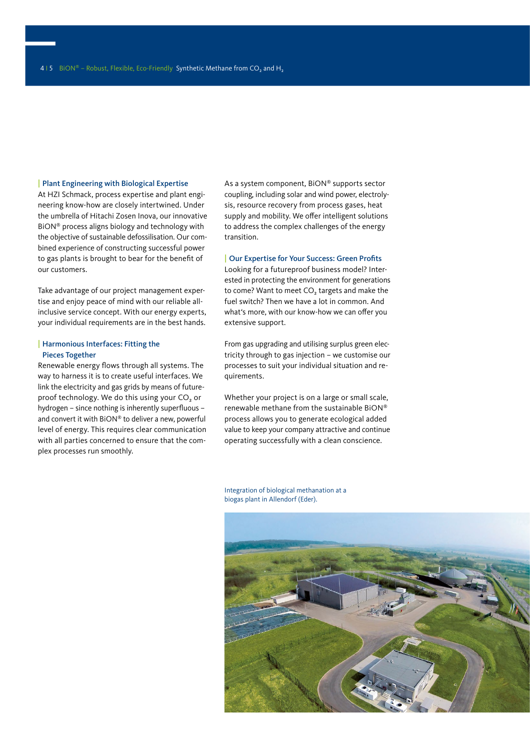## Plant Engineering with Biological Expertise

At HZI Schmack, process expertise and plant engineering know-how are closely intertwined. Under the umbrella of Hitachi Zosen Inova, our innovative BiON® process aligns biology and technology with the objective of sustainable defossilisation. Our combined experience of constructing successful power to gas plants is brought to bear for the benefit of our customers.

Take advantage of our project management expertise and enjoy peace of mind with our reliable all-inclusive service concept. With our energy experts, your individual requirements are in the best hands.

## Harmonious Interfaces: Fitting the Pieces Together

Renewable energy flows through all systems. The way to harness it is to create useful interfaces. We link the electricity and gas grids by means of future-proof technology. We do this using your $CO_2$ or hydrogen – since nothing is inherently superfluous – and convert it with BiON® to deliver a new, powerful level of energy. This requires clear communication with all parties concerned to ensure that the complex processes run smoothly.

As a system component, BiON® supports sector coupling, including solar and wind power, electrolysis, resource recovery from process gases, heat supply and mobility. We offer intelligent solutions to address the complex challenges of the energy transition.

## Our Expertise for Your Success: Green Profits

Looking for a futureproof business model? Interested in protecting the environment for generations to come? Want to meet $CO_2$ targets and make the fuel switch? Then we have a lot in common. And what's more, with our know-how we can offer you extensive support.

From gas upgrading and utilising surplus green electricity through to gas injection – we customise our processes to suit your individual situation and requirements.

Whether your project is on a large or small scale, renewable methane from the sustainable BiON® process allows you to generate ecological added value to keep your company attractive and continue operating successfully with a clean conscience.

Integration of biological methanation at a biogas plant in Allendorf (Eder).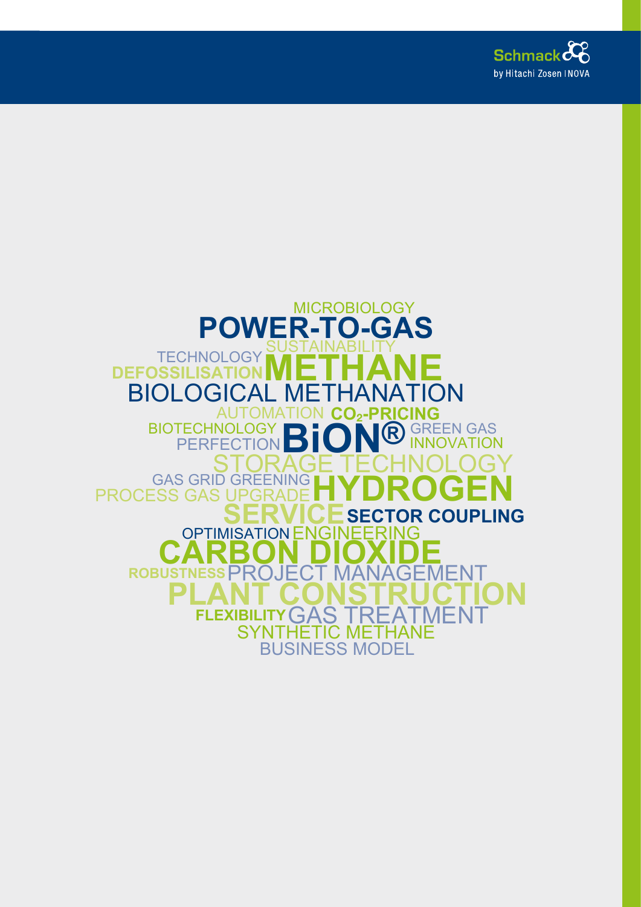Schmack
by Hitachi Zosen INOVA

MICROBIOLOGY

POWER-TO-GAS

TECHNOLOGY SUSTAINABILITY

DEFOSSILISATION METHANE

BIOLOGICAL METHANATION

AUTOMATION $CO_2$-PRICING

BIOTECHNOLOGY PERFECTION BiON® GREEN GAS INNOVATION

STORAGE TECHNOLOGY

GAS GRID GREENING PROCESS GAS UPGRADE HYDROGEN

SERVICE SECTOR COUPLING

OPTIMISATION ENGINEERING

CARBON DIOXIDE

ROBUSTNESS PROJECT MANAGEMENT

PLANT CONSTRUCTION

FLEXIBILITY GAS TREATMENT

SYNTHETIC METHANE

BUSINESS MODEL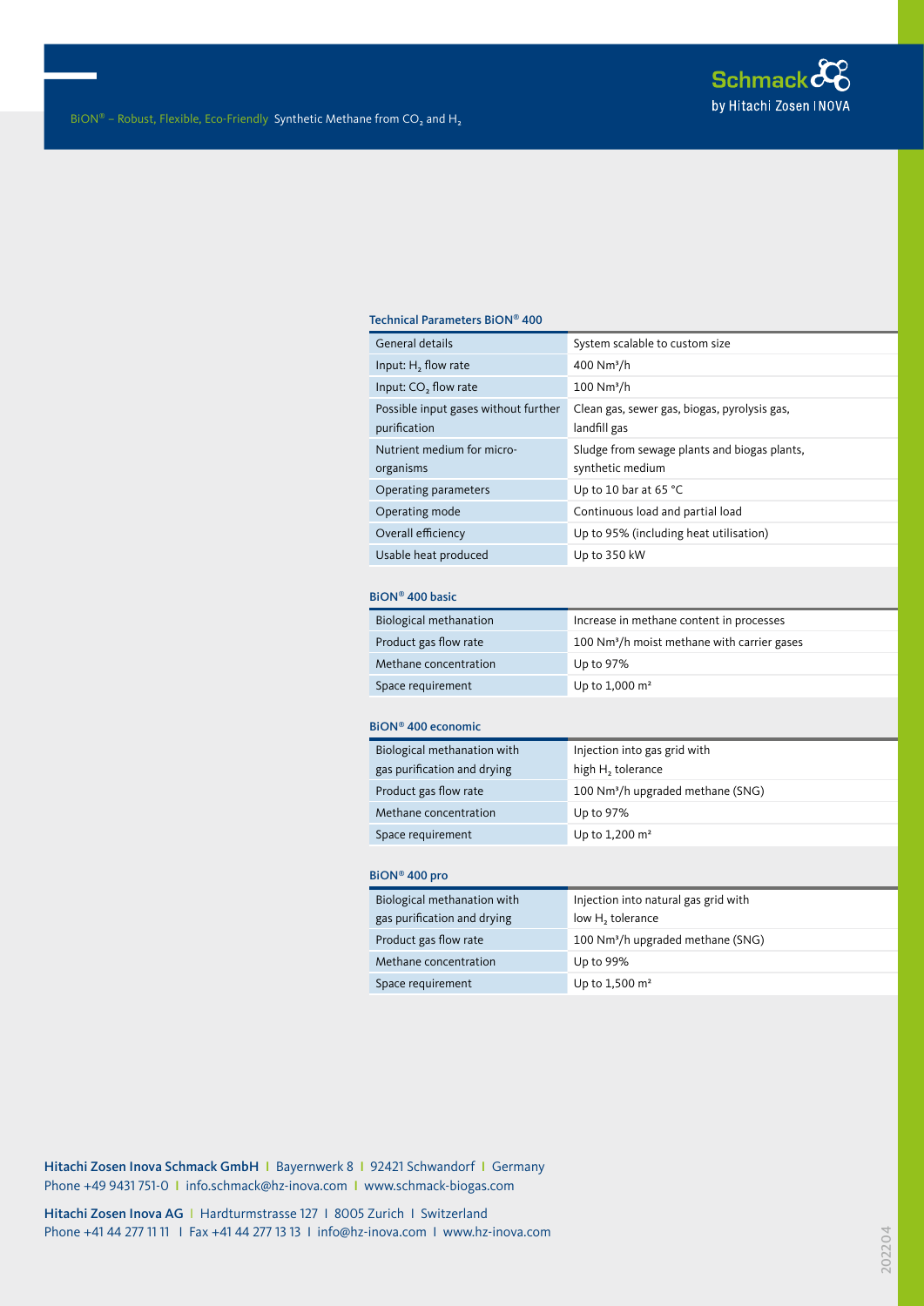### Technical Parameters BiON® 400

| | |
|---|---|
| General details | System scalable to custom size |
| Input: $H_2$ flow rate | 400 Nm³/h |
| Input: $CO_2$ flow rate | 100 Nm³/h |
| Possible input gases without further purification | Clean gas, sewer gas, biogas, pyrolysis gas, landfill gas |
| Nutrient medium for micro-organisms | Sludge from sewage plants and biogas plants, synthetic medium |
| Operating parameters | Up to 10 bar at 65 °C |
| Operating mode | Continuous load and partial load |
| Overall efficiency | Up to 95% (including heat utilisation) |
| Usable heat produced | Up to 350 kW |

### BiON® 400 basic

| | |
|---|---|
| Biological methanation | Increase in methane content in processes |
| Product gas flow rate | 100 Nm³/h moist methane with carrier gases |
| Methane concentration | Up to 97% |
| Space requirement | Up to 1,000 m² |

### BiON® 400 economic

| | |
|---|---|
| Biological methanation with gas purification and drying | Injection into gas grid with high $H_2$ tolerance |
| Product gas flow rate | 100 Nm³/h upgraded methane (SNG) |
| Methane concentration | Up to 97% |
| Space requirement | Up to 1,200 m² |

### BiON® 400 pro

| | |
|---|---|
| Biological methanation with gas purification and drying | Injection into natural gas grid with low $H_2$ tolerance |
| Product gas flow rate | 100 Nm³/h upgraded methane (SNG) |
| Methane concentration | Up to 99% |
| Space requirement | Up to 1,500 m² |

**Hitachi Zosen Inova Schmack GmbH** I Bayernwerk 8 I 92421 Schwandorf I Germany
Phone +49 9431 751-0 I info.schmack@hz-inova.com I www.schmack-biogas.com

**Hitachi Zosen Inova AG** I Hardturmstrasse 127 I 8005 Zurich I Switzerland
Phone +41 44 277 11 11 I Fax +41 44 277 13 13 I info@hz-inova.com I www.hz-inova.com

202204